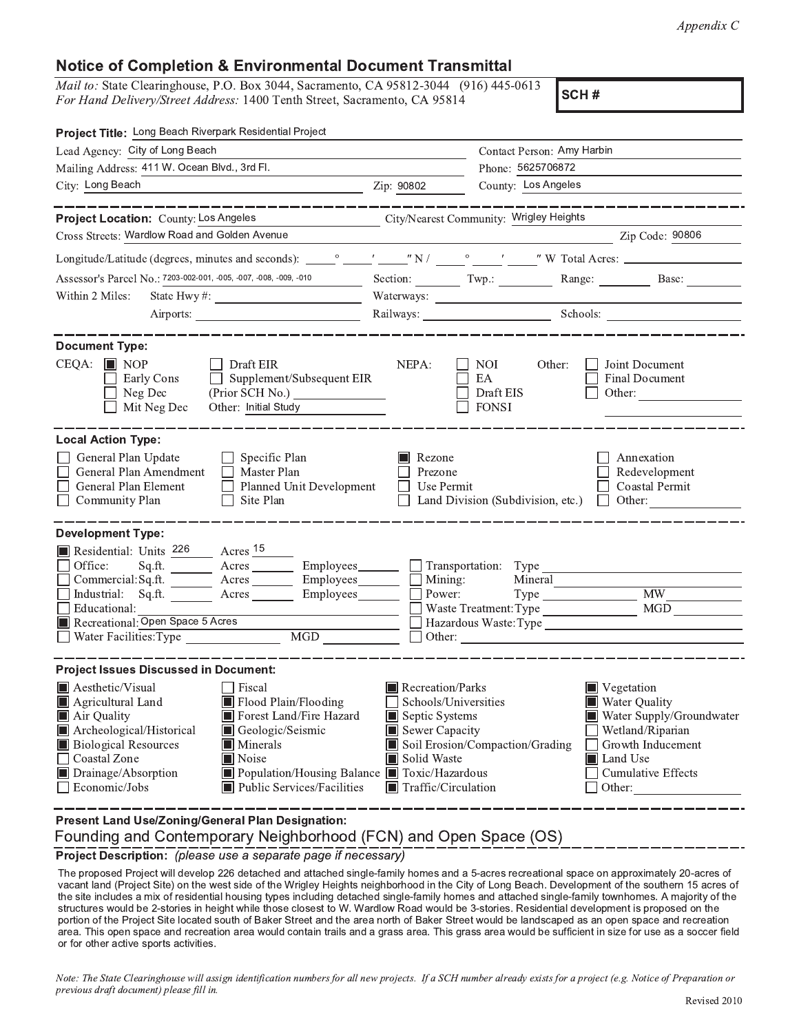*Appendix C*

## Notice of Completion & Environmental Document Transmittal

*Mail to:* State Clearinghouse, P.O. Box 3044, Sacramento, CA 95812-3044 (916) 445-0613
*For Hand Delivery/Street Address:* 1400 Tenth Street, Sacramento, CA 95814

**SCH #**

**Project Title:** Long Beach Riverpark Residential Project

Lead Agency: City of Long Beach
Contact Person: Amy Harbin
Mailing Address: 411 W. Ocean Blvd., 3rd Fl.
Phone: 5625706872
City: Long Beach
Zip: 90802
County: Los Angeles

**Project Location:** County: Los Angeles
City/Nearest Community: Wrigley Heights
Cross Streets: Wardlow Road and Golden Avenue
Zip Code: 90806
Longitude/Latitude (degrees, minutes and seconds): ____° ____′ ____″ N / ____° ____′ ____″ W Total Acres: ____
Assessor's Parcel No.: 7203-002-001, -005, -007, -008, -009, -010
Section: ____ Twp.: ____ Range: ____ Base: ____
Within 2 Miles: State Hwy #: ____ Waterways: ____
Airports: ____ Railways: ____ Schools: ____

**Document Type:**

CEQA:
- [x] NOP
- [ ] Early Cons
- [ ] Neg Dec
- [ ] Mit Neg Dec
- [ ] Draft EIR
- [ ] Supplement/Subsequent EIR (Prior SCH No.) ____
- Other: Initial Study

NEPA:
- [ ] NOI
- [ ] EA
- [ ] Draft EIS
- [ ] FONSI

Other:
- [ ] Joint Document
- [ ] Final Document
- [ ] Other: ____

**Local Action Type:**

- [ ] General Plan Update
- [ ] General Plan Amendment
- [ ] General Plan Element
- [ ] Community Plan
- [ ] Specific Plan
- [ ] Master Plan
- [ ] Planned Unit Development
- [ ] Site Plan
- [x] Rezone
- [ ] Prezone
- [ ] Use Permit
- [ ] Land Division (Subdivision, etc.)
- [ ] Annexation
- [ ] Redevelopment
- [ ] Coastal Permit
- [ ] Other: ____

**Development Type:**

- [x] Residential: Units 226 Acres 15
- [ ] Office: Sq.ft. ____ Acres ____ Employees ____
- [ ] Commercial: Sq.ft. ____ Acres ____ Employees ____
- [ ] Industrial: Sq.ft. ____ Acres ____ Employees ____
- [ ] Educational: ____
- [x] Recreational: Open Space 5 Acres
- [ ] Water Facilities: Type ____ MGD ____
- [ ] Transportation: Type ____
- [ ] Mining: Mineral ____
- [ ] Power: Type ____ MW ____
- [ ] Waste Treatment: Type ____ MGD ____
- [ ] Hazardous Waste: Type ____
- [ ] Other: ____

**Project Issues Discussed in Document:**

- [x] Aesthetic/Visual
- [x] Agricultural Land
- [x] Air Quality
- [x] Archeological/Historical
- [x] Biological Resources
- [ ] Coastal Zone
- [x] Drainage/Absorption
- [ ] Economic/Jobs
- [ ] Fiscal
- [x] Flood Plain/Flooding
- [x] Forest Land/Fire Hazard
- [x] Geologic/Seismic
- [x] Minerals
- [x] Noise
- [x] Population/Housing Balance
- [x] Public Services/Facilities
- [x] Recreation/Parks
- [ ] Schools/Universities
- [x] Septic Systems
- [x] Sewer Capacity
- [x] Soil Erosion/Compaction/Grading
- [x] Solid Waste
- [x] Toxic/Hazardous
- [x] Traffic/Circulation
- [x] Vegetation
- [x] Water Quality
- [x] Water Supply/Groundwater
- [ ] Wetland/Riparian
- [ ] Growth Inducement
- [x] Land Use
- [ ] Cumulative Effects
- [ ] Other: ____

**Present Land Use/Zoning/General Plan Designation:**

Founding and Contemporary Neighborhood (FCN) and Open Space (OS)

**Project Description:** *(please use a separate page if necessary)*

The proposed Project will develop 226 detached and attached single-family homes and a 5-acres recreational space on approximately 20-acres of vacant land (Project Site) on the west side of the Wrigley Heights neighborhood in the City of Long Beach. Development of the southern 15 acres of the site includes a mix of residential housing types including detached single-family homes and attached single-family townhomes. A majority of the structures would be 2-stories in height while those closest to W. Wardlow Road would be 3-stories. Residential development is proposed on the portion of the Project Site located south of Baker Street and the area north of Baker Street would be landscaped as an open space and recreation area. This open space and recreation area would contain trails and a grass area. This grass area would be sufficient in size for use as a soccer field or for other active sports activities.

*Note: The State Clearinghouse will assign identification numbers for all new projects. If a SCH number already exists for a project (e.g. Notice of Preparation or previous draft document) please fill in.*

Revised 2010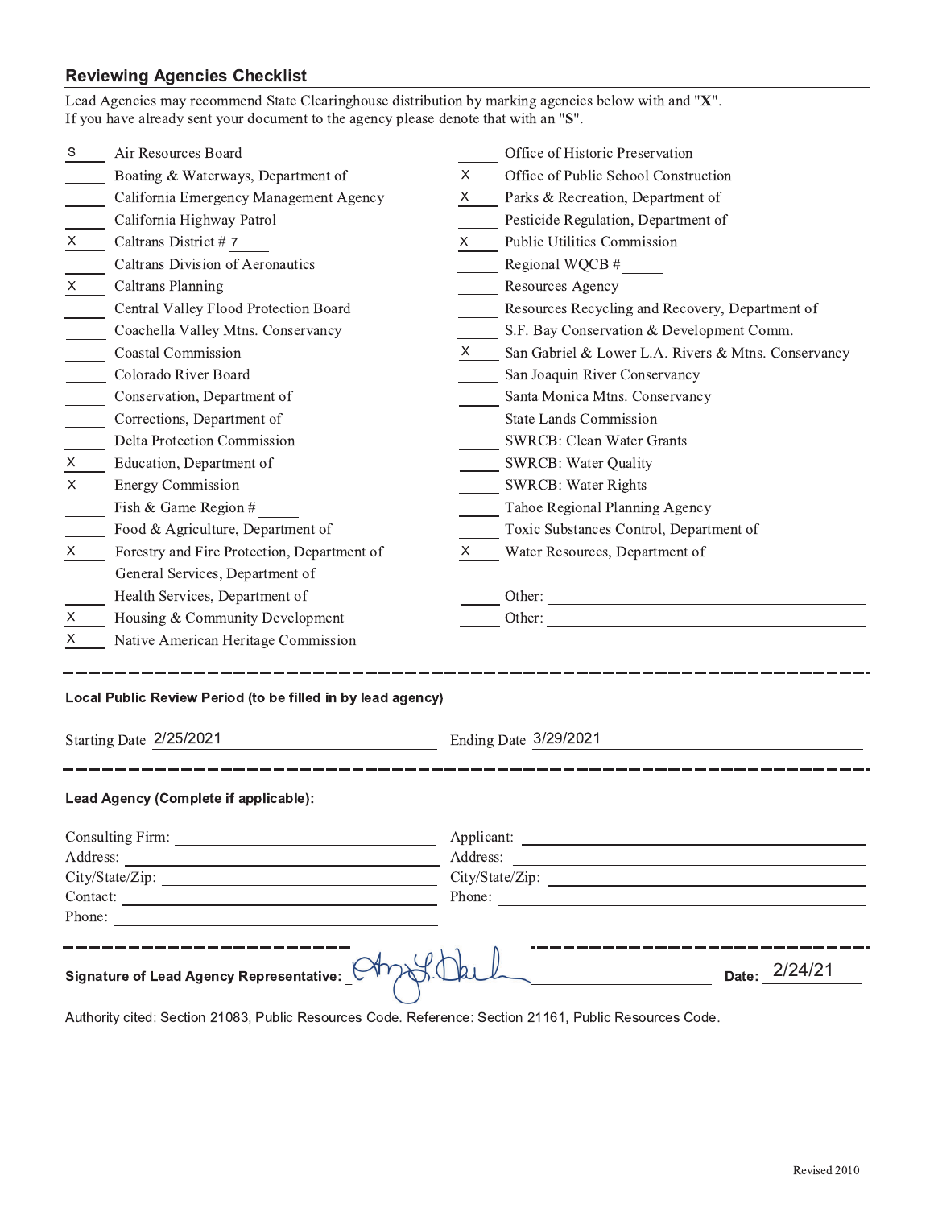## Reviewing Agencies Checklist

Lead Agencies may recommend State Clearinghouse distribution by marking agencies below with and "**X**".
If you have already sent your document to the agency please denote that with an "**S**".

| | | | |
|---|---|---|---|
| S | Air Resources Board | | Office of Historic Preservation |
| | Boating & Waterways, Department of | X | Office of Public School Construction |
| | California Emergency Management Agency | X | Parks & Recreation, Department of |
| | California Highway Patrol | | Pesticide Regulation, Department of |
| X | Caltrans District # 7 | X | Public Utilities Commission |
| | Caltrans Division of Aeronautics | | Regional WQCB # |
| X | Caltrans Planning | | Resources Agency |
| | Central Valley Flood Protection Board | | Resources Recycling and Recovery, Department of |
| | Coachella Valley Mtns. Conservancy | | S.F. Bay Conservation & Development Comm. |
| | Coastal Commission | X | San Gabriel & Lower L.A. Rivers & Mtns. Conservancy |
| | Colorado River Board | | San Joaquin River Conservancy |
| | Conservation, Department of | | Santa Monica Mtns. Conservancy |
| | Corrections, Department of | | State Lands Commission |
| | Delta Protection Commission | | SWRCB: Clean Water Grants |
| X | Education, Department of | | SWRCB: Water Quality |
| X | Energy Commission | | SWRCB: Water Rights |
| | Fish & Game Region # | | Tahoe Regional Planning Agency |
| | Food & Agriculture, Department of | | Toxic Substances Control, Department of |
| X | Forestry and Fire Protection, Department of | X | Water Resources, Department of |
| | General Services, Department of | | |
| | Health Services, Department of | | Other: |
| X | Housing & Community Development | | Other: |
| X | Native American Heritage Commission | | |

---

**Local Public Review Period (to be filled in by lead agency)**

Starting Date 2/25/2021 Ending Date 3/29/2021

---

**Lead Agency (Complete if applicable):**

| | |
|---|---|
| Consulting Firm: | Applicant: |
| Address: | Address: |
| City/State/Zip: | City/State/Zip: |
| Contact: | Phone: |
| Phone: | |

---

**Signature of Lead Agency Representative:** [signature] **Date:** 2/24/21

Authority cited: Section 21083, Public Resources Code. Reference: Section 21161, Public Resources Code.

Revised 2010